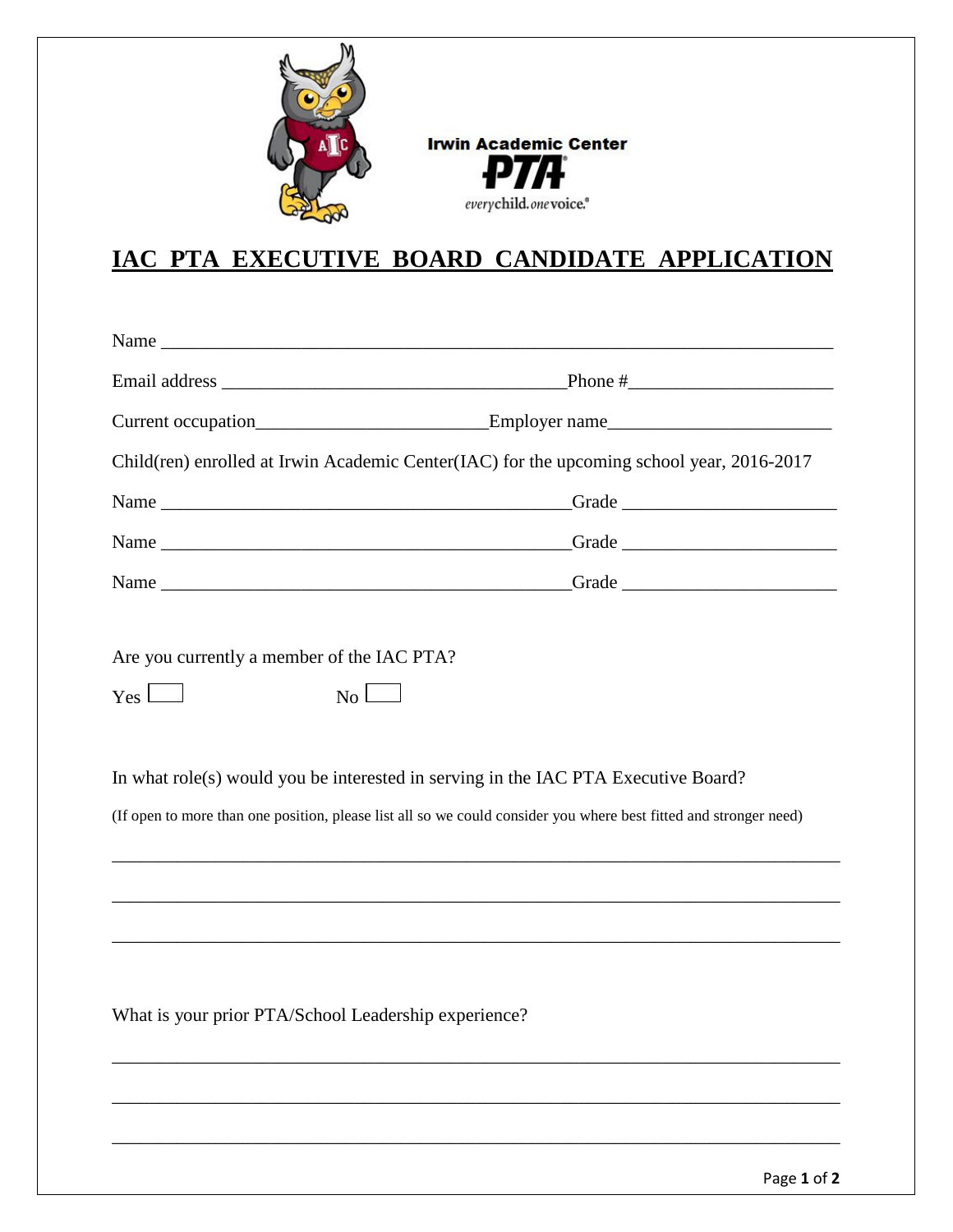Irwin Academic Center

PTA

everychild.onevoice.®

# IAC PTA EXECUTIVE BOARD CANDIDATE APPLICATION

Name ___________________________________________________________________________

Email address ___________________________________Phone #_____________________

Current occupation________________________Employer name______________________

Child(ren) enrolled at Irwin Academic Center(IAC) for the upcoming school year, 2016-2017

Name ___________________________________________Grade _____________________

Name ___________________________________________Grade _____________________

Name ___________________________________________Grade _____________________

Are you currently a member of the IAC PTA?

Yes ☐ No ☐

In what role(s) would you be interested in serving in the IAC PTA Executive Board?

(If open to more than one position, please list all so we could consider you where best fitted and stronger need)

_____________________________________________________________________________

_____________________________________________________________________________

_____________________________________________________________________________

What is your prior PTA/School Leadership experience?

_____________________________________________________________________________

_____________________________________________________________________________

_____________________________________________________________________________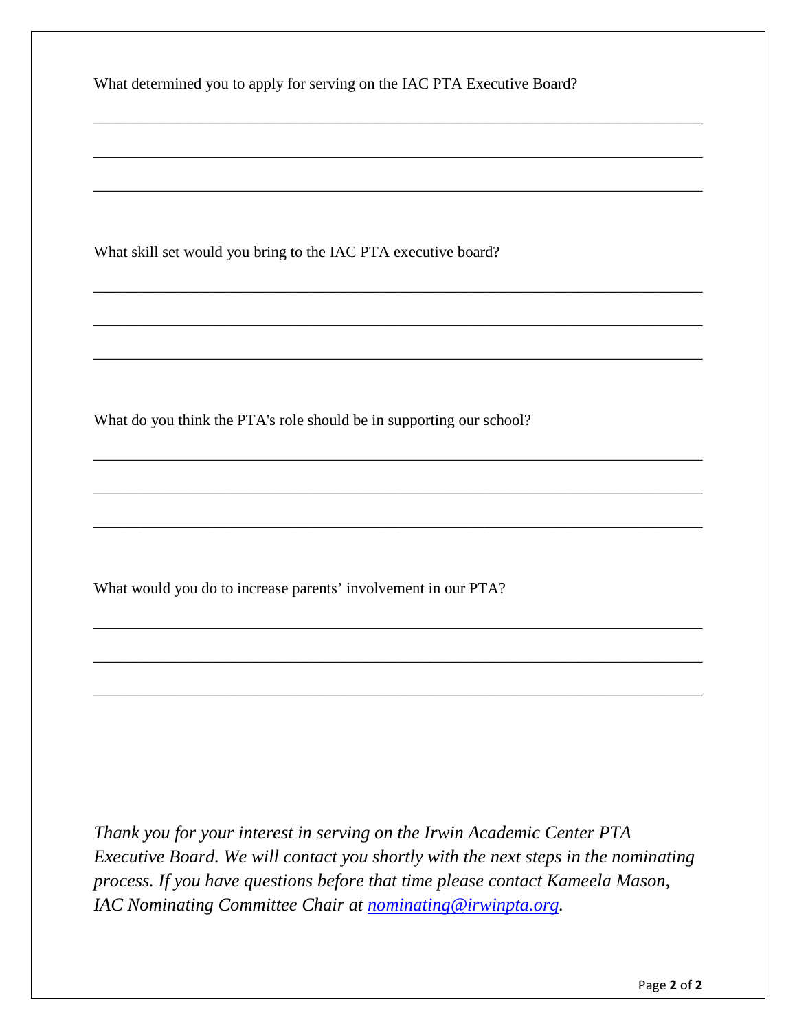What determined you to apply for serving on the IAC PTA Executive Board?

\_\_\_\_\_\_\_\_\_\_\_\_\_\_\_\_\_\_\_\_\_\_\_\_\_\_\_\_\_\_\_\_\_\_\_\_\_\_\_\_\_\_\_\_\_\_\_\_\_\_\_\_\_\_\_\_\_\_\_\_\_\_\_\_\_\_\_\_\_\_\_\_

\_\_\_\_\_\_\_\_\_\_\_\_\_\_\_\_\_\_\_\_\_\_\_\_\_\_\_\_\_\_\_\_\_\_\_\_\_\_\_\_\_\_\_\_\_\_\_\_\_\_\_\_\_\_\_\_\_\_\_\_\_\_\_\_\_\_\_\_\_\_\_\_

\_\_\_\_\_\_\_\_\_\_\_\_\_\_\_\_\_\_\_\_\_\_\_\_\_\_\_\_\_\_\_\_\_\_\_\_\_\_\_\_\_\_\_\_\_\_\_\_\_\_\_\_\_\_\_\_\_\_\_\_\_\_\_\_\_\_\_\_\_\_\_\_

What skill set would you bring to the IAC PTA executive board?

\_\_\_\_\_\_\_\_\_\_\_\_\_\_\_\_\_\_\_\_\_\_\_\_\_\_\_\_\_\_\_\_\_\_\_\_\_\_\_\_\_\_\_\_\_\_\_\_\_\_\_\_\_\_\_\_\_\_\_\_\_\_\_\_\_\_\_\_\_\_\_\_

\_\_\_\_\_\_\_\_\_\_\_\_\_\_\_\_\_\_\_\_\_\_\_\_\_\_\_\_\_\_\_\_\_\_\_\_\_\_\_\_\_\_\_\_\_\_\_\_\_\_\_\_\_\_\_\_\_\_\_\_\_\_\_\_\_\_\_\_\_\_\_\_

\_\_\_\_\_\_\_\_\_\_\_\_\_\_\_\_\_\_\_\_\_\_\_\_\_\_\_\_\_\_\_\_\_\_\_\_\_\_\_\_\_\_\_\_\_\_\_\_\_\_\_\_\_\_\_\_\_\_\_\_\_\_\_\_\_\_\_\_\_\_\_\_

What do you think the PTA's role should be in supporting our school?

\_\_\_\_\_\_\_\_\_\_\_\_\_\_\_\_\_\_\_\_\_\_\_\_\_\_\_\_\_\_\_\_\_\_\_\_\_\_\_\_\_\_\_\_\_\_\_\_\_\_\_\_\_\_\_\_\_\_\_\_\_\_\_\_\_\_\_\_\_\_\_\_

\_\_\_\_\_\_\_\_\_\_\_\_\_\_\_\_\_\_\_\_\_\_\_\_\_\_\_\_\_\_\_\_\_\_\_\_\_\_\_\_\_\_\_\_\_\_\_\_\_\_\_\_\_\_\_\_\_\_\_\_\_\_\_\_\_\_\_\_\_\_\_\_

\_\_\_\_\_\_\_\_\_\_\_\_\_\_\_\_\_\_\_\_\_\_\_\_\_\_\_\_\_\_\_\_\_\_\_\_\_\_\_\_\_\_\_\_\_\_\_\_\_\_\_\_\_\_\_\_\_\_\_\_\_\_\_\_\_\_\_\_\_\_\_\_

What would you do to increase parents' involvement in our PTA?

\_\_\_\_\_\_\_\_\_\_\_\_\_\_\_\_\_\_\_\_\_\_\_\_\_\_\_\_\_\_\_\_\_\_\_\_\_\_\_\_\_\_\_\_\_\_\_\_\_\_\_\_\_\_\_\_\_\_\_\_\_\_\_\_\_\_\_\_\_\_\_\_

\_\_\_\_\_\_\_\_\_\_\_\_\_\_\_\_\_\_\_\_\_\_\_\_\_\_\_\_\_\_\_\_\_\_\_\_\_\_\_\_\_\_\_\_\_\_\_\_\_\_\_\_\_\_\_\_\_\_\_\_\_\_\_\_\_\_\_\_\_\_\_\_

\_\_\_\_\_\_\_\_\_\_\_\_\_\_\_\_\_\_\_\_\_\_\_\_\_\_\_\_\_\_\_\_\_\_\_\_\_\_\_\_\_\_\_\_\_\_\_\_\_\_\_\_\_\_\_\_\_\_\_\_\_\_\_\_\_\_\_\_\_\_\_\_

*Thank you for your interest in serving on the Irwin Academic Center PTA Executive Board. We will contact you shortly with the next steps in the nominating process. If you have questions before that time please contact Kameela Mason, IAC Nominating Committee Chair at nominating@irwinpta.org.*